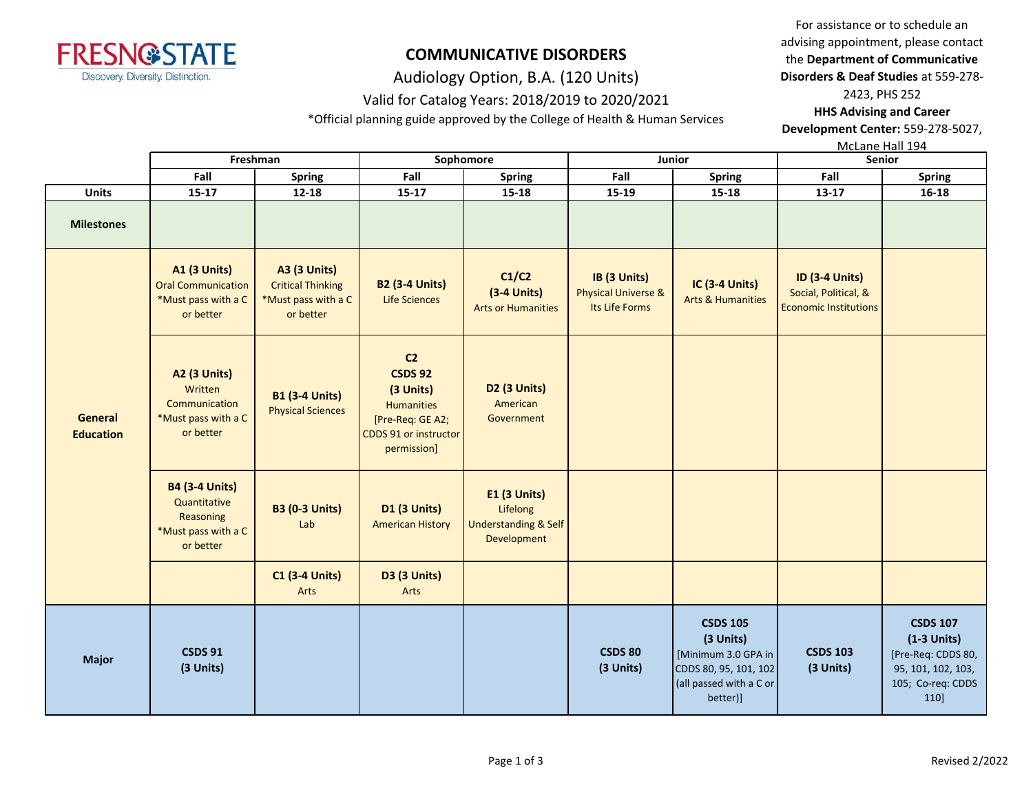# COMMUNICATIVE DISORDERS

Audiology Option, B.A. (120 Units)

Valid for Catalog Years: 2018/2019 to 2020/2021

*Official planning guide approved by the College of Health & Human Services

For assistance or to schedule an advising appointment, please contact the **Department of Communicative Disorders & Deaf Studies** at 559-278-2423, PHS 252

**HHS Advising and Career Development Center:** 559-278-5027, McLane Hall 194

| | Freshman | | Sophomore | | Junior | | Senior | |
|---|---|---|---|---|---|---|---|---|
| | **Fall** | **Spring** | **Fall** | **Spring** | **Fall** | **Spring** | **Fall** | **Spring** |
| **Units** | **15-17** | **12-18** | **15-17** | **15-18** | **15-19** | **15-18** | **13-17** | **16-18** |
| **Milestones** | | | | | | | | |
| **General Education** | **A1 (3 Units)** Oral Communication *Must pass with a C or better | **A3 (3 Units)** Critical Thinking *Must pass with a C or better | **B2 (3-4 Units)** Life Sciences | **C1/C2 (3-4 Units)** Arts or Humanities | **IB (3 Units)** Physical Universe & Its Life Forms | **IC (3-4 Units)** Arts & Humanities | **ID (3-4 Units)** Social, Political, & Economic Institutions | |
| | **A2 (3 Units)** Written Communication *Must pass with a C or better | **B1 (3-4 Units)** Physical Sciences | **C2 CDDS 92 (3 Units)** Humanities [Pre-Req: GE A2; CDDS 91 or instructor permission] | **D2 (3 Units)** American Government | | | | |
| | **B4 (3-4 Units)** Quantitative Reasoning *Must pass with a C or better | **B3 (0-3 Units)** Lab | **D1 (3 Units)** American History | **E1 (3 Units)** Lifelong Understanding & Self Development | | | | |
| | | **C1 (3-4 Units)** Arts | **D3 (3 Units)** Arts | | | | | |
| **Major** | **CSDS 91 (3 Units)** | | | | **CSDS 80 (3 Units)** | **CSDS 105 (3 Units)** [Minimum 3.0 GPA in CDDS 80, 95, 101, 102 (all passed with a C or better)] | **CSDS 103 (3 Units)** | **CSDS 107 (1-3 Units)** [Pre-Req: CDDS 80, 95, 101, 102, 103, 105; Co-req: CDDS 110] |

Revised 2/2022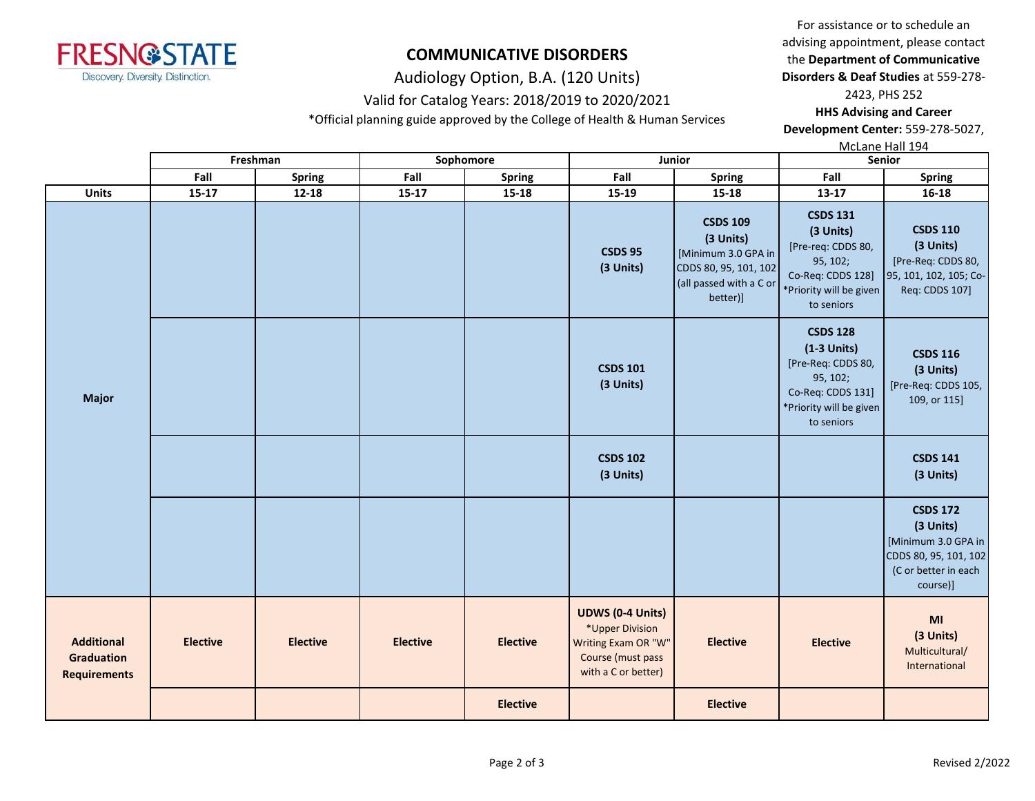FRESNO STATE
Discovery. Diversity. Distinction.

# COMMUNICATIVE DISORDERS

## Audiology Option, B.A. (120 Units)

Valid for Catalog Years: 2018/2019 to 2020/2021

*Official planning guide approved by the College of Health & Human Services

For assistance or to schedule an advising appointment, please contact the **Department of Communicative Disorders & Deaf Studies** at 559-278-2423, PHS 252
**HHS Advising and Career Development Center:** 559-278-5027, McLane Hall 194

| | Freshman | | Sophomore | | Junior | | Senior | |
|---|---|---|---|---|---|---|---|---|
| | **Fall** | **Spring** | **Fall** | **Spring** | **Fall** | **Spring** | **Fall** | **Spring** |
| **Units** | **15-17** | **12-18** | **15-17** | **15-18** | **15-19** | **15-18** | **13-17** | **16-18** |
| **Major** | | | | | **CSDS 95 (3 Units)** | **CSDS 109 (3 Units)** [Minimum 3.0 GPA in CDDS 80, 95, 101, 102 (all passed with a C or better)] | **CSDS 131 (3 Units)** [Pre-req: CDDS 80, 95, 102; Co-Req: CDDS 128] *Priority will be given to seniors | **CSDS 110 (3 Units)** [Pre-Req: CDDS 80, 95, 101, 102, 105; Co-Req: CDDS 107] |
| | | | | | **CSDS 101 (3 Units)** | | **CSDS 128 (1-3 Units)** [Pre-Req: CDDS 80, 95, 102; Co-Req: CDDS 131] *Priority will be given to seniors | **CSDS 116 (3 Units)** [Pre-Req: CDDS 105, 109, or 115] |
| | | | | | **CSDS 102 (3 Units)** | | | **CSDS 141 (3 Units)** |
| | | | | | | | | **CSDS 172 (3 Units)** [Minimum 3.0 GPA in CDDS 80, 95, 101, 102 (C or better in each course)] |
| **Additional Graduation Requirements** | **Elective** | **Elective** | **Elective** | **Elective** | **UDWS (0-4 Units)** *Upper Division Writing Exam OR "W" Course (must pass with a C or better) | **Elective** | **Elective** | **MI (3 Units)** Multicultural/ International |
| | | | | **Elective** | | **Elective** | | |

Revised 2/2022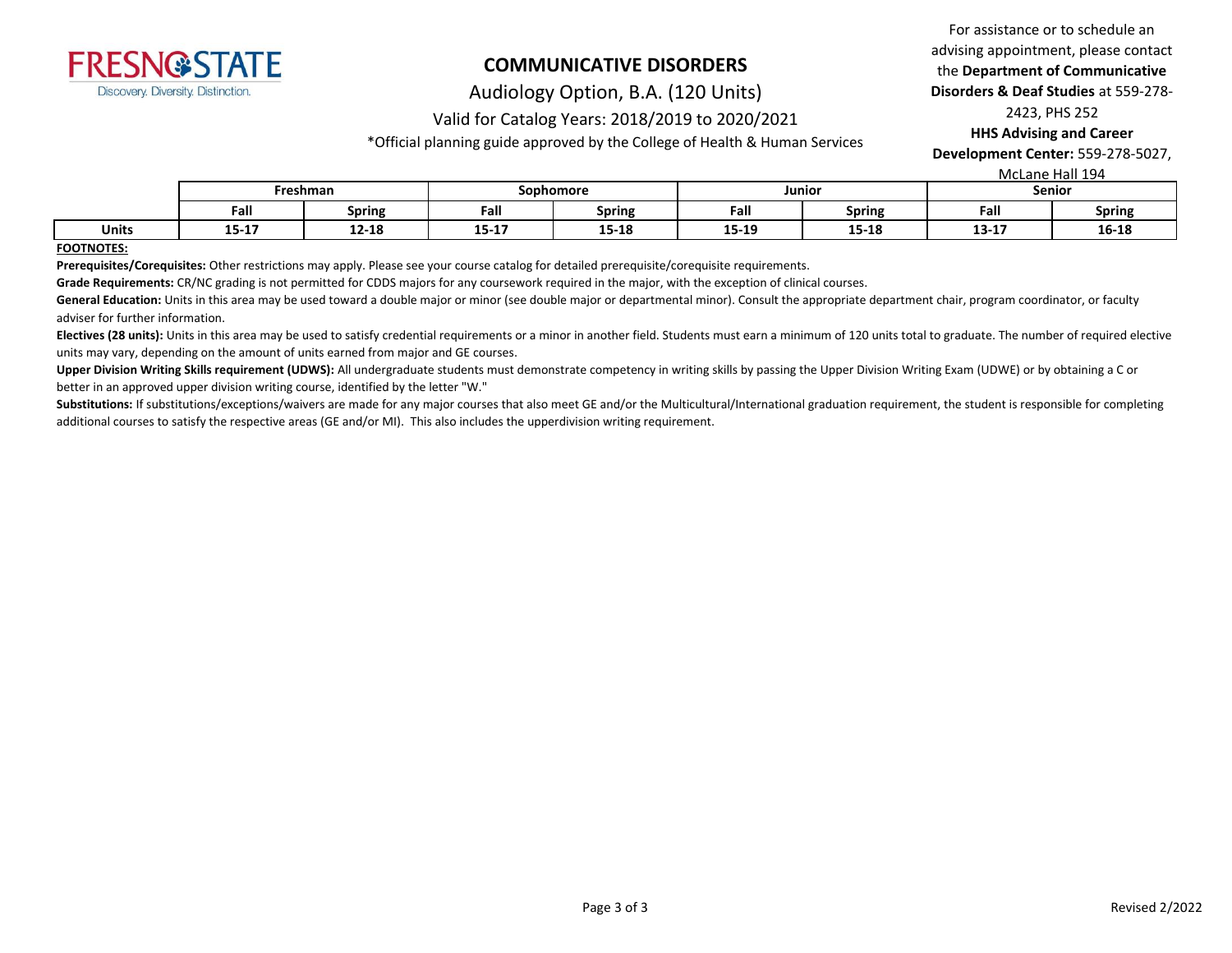# COMMUNICATIVE DISORDERS

Audiology Option, B.A. (120 Units)

Valid for Catalog Years: 2018/2019 to 2020/2021

*Official planning guide approved by the College of Health & Human Services

For assistance or to schedule an advising appointment, please contact the **Department of Communicative Disorders & Deaf Studies** at 559-278-2423, PHS 252

**HHS Advising and Career Development Center:** 559-278-5027, McLane Hall 194

| | Freshman | | Sophomore | | Junior | | Senior | |
|---|---|---|---|---|---|---|---|---|
| | Fall | Spring | Fall | Spring | Fall | Spring | Fall | Spring |
| **Units** | 15-17 | 12-18 | 15-17 | 15-18 | 15-19 | 15-18 | 13-17 | 16-18 |

**FOOTNOTES:**

**Prerequisites/Corequisites:** Other restrictions may apply. Please see your course catalog for detailed prerequisite/corequisite requirements.

**Grade Requirements:** CR/NC grading is not permitted for CDDS majors for any coursework required in the major, with the exception of clinical courses.

**General Education:** Units in this area may be used toward a double major or minor (see double major or departmental minor). Consult the appropriate department chair, program coordinator, or faculty adviser for further information.

**Electives (28 units):** Units in this area may be used to satisfy credential requirements or a minor in another field. Students must earn a minimum of 120 units total to graduate. The number of required elective units may vary, depending on the amount of units earned from major and GE courses.

**Upper Division Writing Skills requirement (UDWS):** All undergraduate students must demonstrate competency in writing skills by passing the Upper Division Writing Exam (UDWE) or by obtaining a C or better in an approved upper division writing course, identified by the letter "W."

**Substitutions:** If substitutions/exceptions/waivers are made for any major courses that also meet GE and/or the Multicultural/International graduation requirement, the student is responsible for completing additional courses to satisfy the respective areas (GE and/or MI). This also includes the upperdivision writing requirement.

Revised 2/2022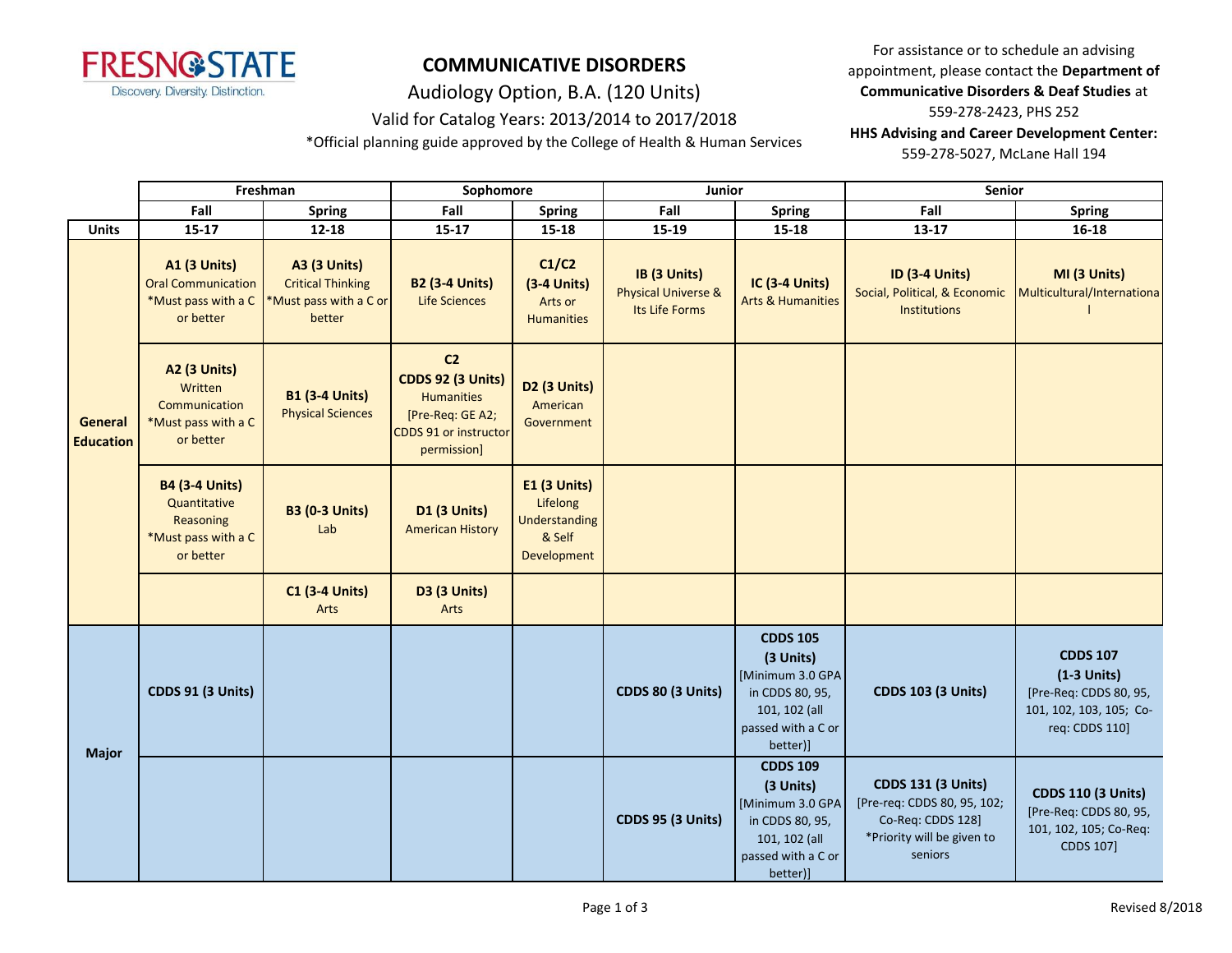FRESNO STATE
Discovery. Diversity. Distinction.

# COMMUNICATIVE DISORDERS

## Audiology Option, B.A. (120 Units)

Valid for Catalog Years: 2013/2014 to 2017/2018

*Official planning guide approved by the College of Health & Human Services

For assistance or to schedule an advising appointment, please contact the **Department of Communicative Disorders & Deaf Studies** at 559-278-2423, PHS 252

**HHS Advising and Career Development Center:** 559-278-5027, McLane Hall 194

| | Freshman | | Sophomore | | Junior | | Senior | |
|---|---|---|---|---|---|---|---|---|
| | **Fall** | **Spring** | **Fall** | **Spring** | **Fall** | **Spring** | **Fall** | **Spring** |
| **Units** | **15-17** | **12-18** | **15-17** | **15-18** | **15-19** | **15-18** | **13-17** | **16-18** |
| **General Education** | **A1 (3 Units)** Oral Communication *Must pass with a C or better | **A3 (3 Units)** Critical Thinking *Must pass with a C or better | **B2 (3-4 Units)** Life Sciences | **C1/C2 (3-4 Units)** Arts or Humanities | **IB (3 Units)** Physical Universe & Its Life Forms | **IC (3-4 Units)** Arts & Humanities | **ID (3-4 Units)** Social, Political, & Economic Institutions | **MI (3 Units)** Multicultural/International |
| | **A2 (3 Units)** Written Communication *Must pass with a C or better | **B1 (3-4 Units)** Physical Sciences | **C2 CDDS 92 (3 Units)** Humanities [Pre-Req: GE A2; CDDS 91 or instructor permission] | **D2 (3 Units)** American Government | | | | |
| | **B4 (3-4 Units)** Quantitative Reasoning *Must pass with a C or better | **B3 (0-3 Units)** Lab | **D1 (3 Units)** American History | **E1 (3 Units)** Lifelong Understanding & Self Development | | | | |
| | | **C1 (3-4 Units)** Arts | **D3 (3 Units)** Arts | | | | | |
| **Major** | **CDDS 91 (3 Units)** | | | | **CDDS 80 (3 Units)** | **CDDS 105 (3 Units)** [Minimum 3.0 GPA in CDDS 80, 95, 101, 102 (all passed with a C or better)] | **CDDS 103 (3 Units)** | **CDDS 107 (1-3 Units)** [Pre-Req: CDDS 80, 95, 101, 102, 103, 105; Co-req: CDDS 110] |
| | | | | | **CDDS 95 (3 Units)** | **CDDS 109 (3 Units)** [Minimum 3.0 GPA in CDDS 80, 95, 101, 102 (all passed with a C or better)] | **CDDS 131 (3 Units)** [Pre-req: CDDS 80, 95, 102; Co-Req: CDDS 128] *Priority will be given to seniors | **CDDS 110 (3 Units)** [Pre-Req: CDDS 80, 95, 101, 102, 105; Co-Req: CDDS 107] |

Revised 8/2018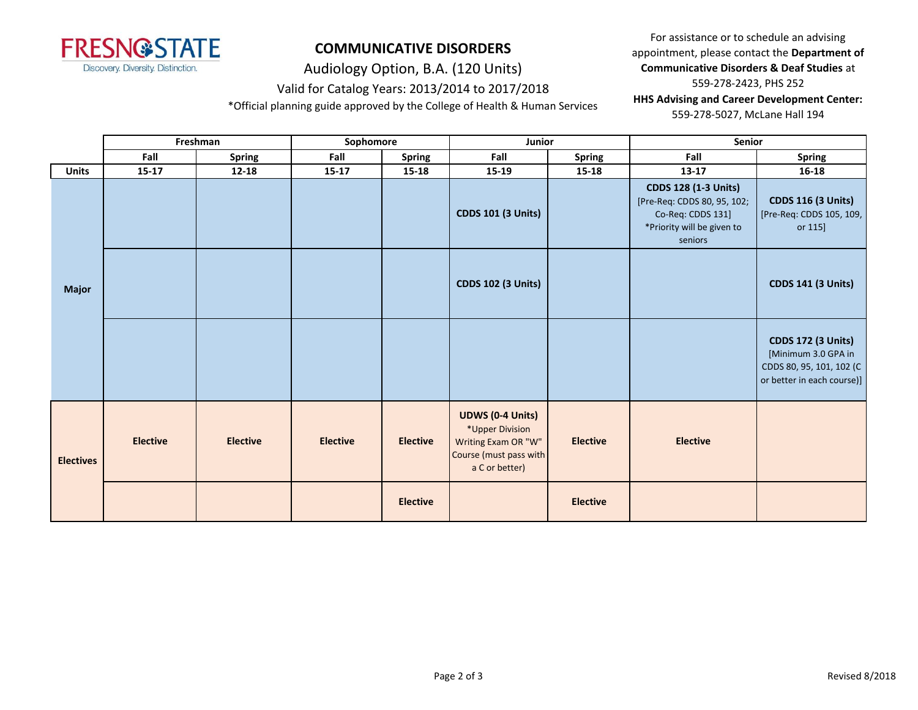FRESNO STATE
Discovery. Diversity. Distinction.

# COMMUNICATIVE DISORDERS

## Audiology Option, B.A. (120 Units)

Valid for Catalog Years: 2013/2014 to 2017/2018

*Official planning guide approved by the College of Health & Human Services

For assistance or to schedule an advising appointment, please contact the **Department of Communicative Disorders & Deaf Studies** at 559-278-2423, PHS 252

**HHS Advising and Career Development Center:** 559-278-5027, McLane Hall 194

| | Freshman | | Sophomore | | Junior | | Senior | |
|---|---|---|---|---|---|---|---|---|
| | Fall | Spring | Fall | Spring | Fall | Spring | Fall | Spring |
| **Units** | 15-17 | 12-18 | 15-17 | 15-18 | 15-19 | 15-18 | 13-17 | 16-18 |
| **Major** | | | | | **CDDS 101 (3 Units)** | | **CDDS 128 (1-3 Units)** [Pre-Req: CDDS 80, 95, 102; Co-Req: CDDS 131] *Priority will be given to seniors | **CDDS 116 (3 Units)** [Pre-Req: CDDS 105, 109, or 115] |
| **Major** | | | | | **CDDS 102 (3 Units)** | | | **CDDS 141 (3 Units)** |
| **Major** | | | | | | | | **CDDS 172 (3 Units)** [Minimum 3.0 GPA in CDDS 80, 95, 101, 102 (C or better in each course)] |
| **Electives** | **Elective** | **Elective** | **Elective** | **Elective** | **UDWS (0-4 Units)** *Upper Division Writing Exam OR "W" Course (must pass with a C or better) | **Elective** | **Elective** | |
| **Electives** | | | | **Elective** | | **Elective** | | |

Revised 8/2018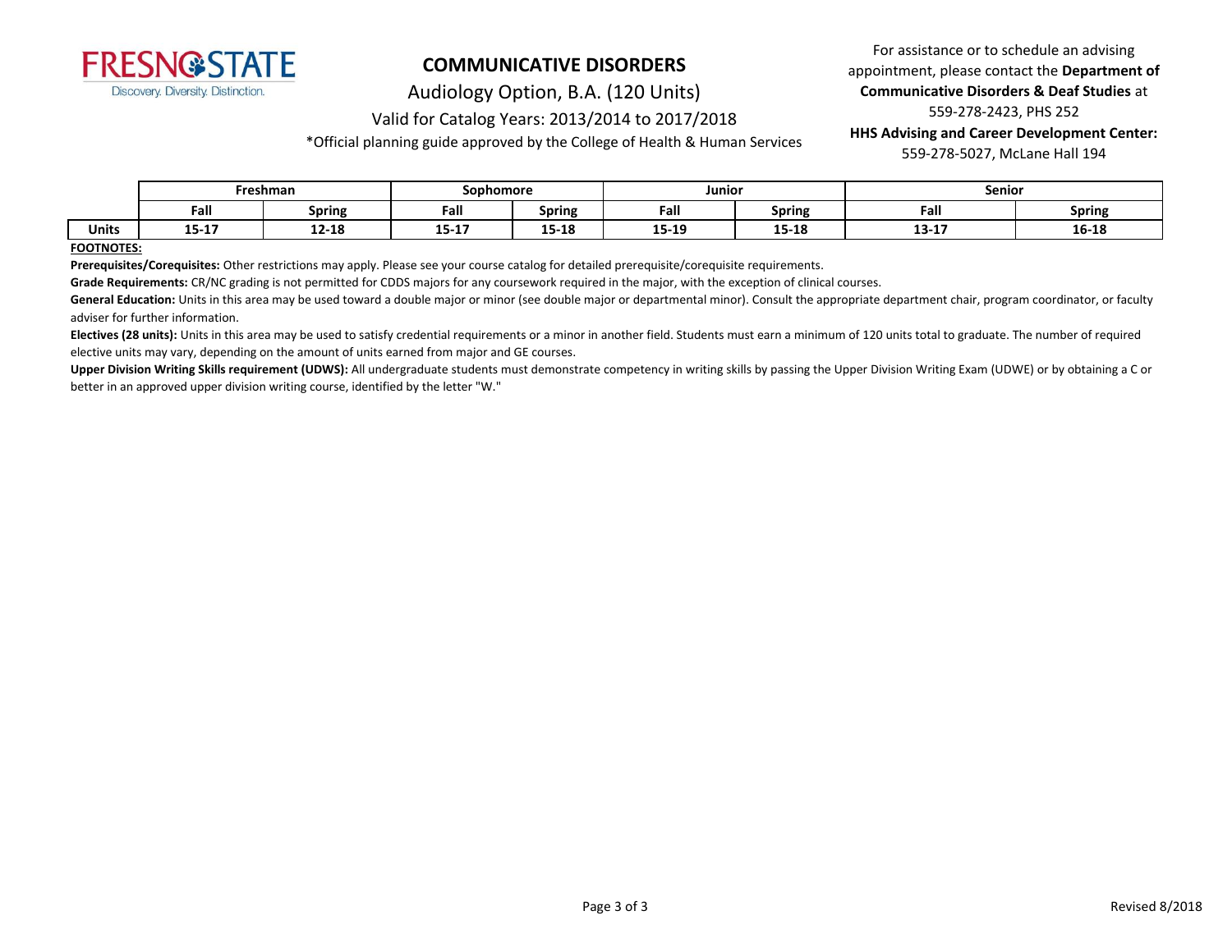FRESNO STATE
Discovery. Diversity. Distinction.

# COMMUNICATIVE DISORDERS

Audiology Option, B.A. (120 Units)

Valid for Catalog Years: 2013/2014 to 2017/2018

*Official planning guide approved by the College of Health & Human Services

For assistance or to schedule an advising appointment, please contact the **Department of Communicative Disorders & Deaf Studies** at 559-278-2423, PHS 252

**HHS Advising and Career Development Center:** 559-278-5027, McLane Hall 194

| | Freshman | | Sophomore | | Junior | | Senior | |
|---|---|---|---|---|---|---|---|---|
| | **Fall** | **Spring** | **Fall** | **Spring** | **Fall** | **Spring** | **Fall** | **Spring** |
| **Units** | **15-17** | **12-18** | **15-17** | **15-18** | **15-19** | **15-18** | **13-17** | **16-18** |

**FOOTNOTES:**

**Prerequisites/Corequisites:** Other restrictions may apply. Please see your course catalog for detailed prerequisite/corequisite requirements.

**Grade Requirements:** CR/NC grading is not permitted for CDDS majors for any coursework required in the major, with the exception of clinical courses.

**General Education:** Units in this area may be used toward a double major or minor (see double major or departmental minor). Consult the appropriate department chair, program coordinator, or faculty adviser for further information.

**Electives (28 units):** Units in this area may be used to satisfy credential requirements or a minor in another field. Students must earn a minimum of 120 units total to graduate. The number of required elective units may vary, depending on the amount of units earned from major and GE courses.

**Upper Division Writing Skills requirement (UDWS):** All undergraduate students must demonstrate competency in writing skills by passing the Upper Division Writing Exam (UDWE) or by obtaining a C or better in an approved upper division writing course, identified by the letter "W."

Revised 8/2018